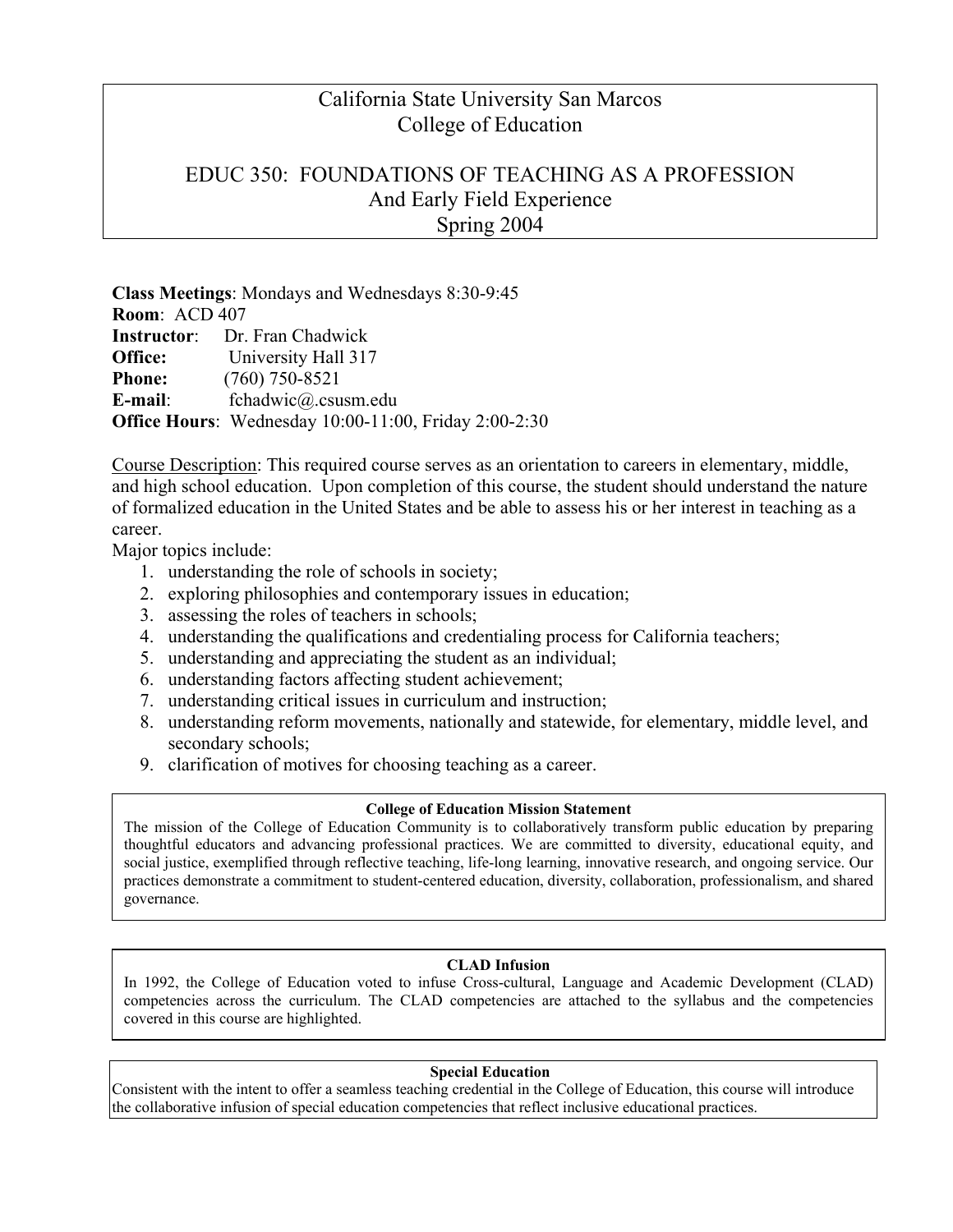# California State University San Marcos
# College of Education

## EDUC 350: FOUNDATIONS OF TEACHING AS A PROFESSION
## And Early Field Experience
## Spring 2004

**Class Meetings**: Mondays and Wednesdays 8:30-9:45
**Room**: ACD 407
**Instructor**: Dr. Fran Chadwick
**Office:** University Hall 317
**Phone:** (760) 750-8521
**E-mail**: fchadwic@.csusm.edu
**Office Hours**: Wednesday 10:00-11:00, Friday 2:00-2:30

Course Description: This required course serves as an orientation to careers in elementary, middle, and high school education. Upon completion of this course, the student should understand the nature of formalized education in the United States and be able to assess his or her interest in teaching as a career.

Major topics include:

1. understanding the role of schools in society;
2. exploring philosophies and contemporary issues in education;
3. assessing the roles of teachers in schools;
4. understanding the qualifications and credentialing process for California teachers;
5. understanding and appreciating the student as an individual;
6. understanding factors affecting student achievement;
7. understanding critical issues in curriculum and instruction;
8. understanding reform movements, nationally and statewide, for elementary, middle level, and secondary schools;
9. clarification of motives for choosing teaching as a career.

**College of Education Mission Statement**

The mission of the College of Education Community is to collaboratively transform public education by preparing thoughtful educators and advancing professional practices. We are committed to diversity, educational equity, and social justice, exemplified through reflective teaching, life-long learning, innovative research, and ongoing service. Our practices demonstrate a commitment to student-centered education, diversity, collaboration, professionalism, and shared governance.

**CLAD Infusion**

In 1992, the College of Education voted to infuse Cross-cultural, Language and Academic Development (CLAD) competencies across the curriculum. The CLAD competencies are attached to the syllabus and the competencies covered in this course are highlighted.

**Special Education**

Consistent with the intent to offer a seamless teaching credential in the College of Education, this course will introduce the collaborative infusion of special education competencies that reflect inclusive educational practices.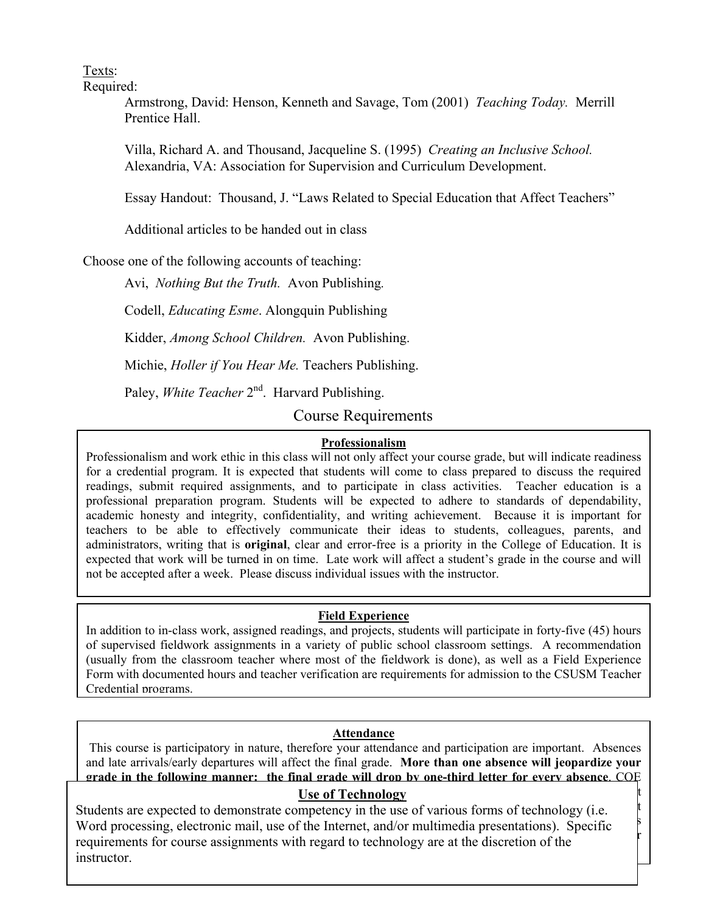Texts:

Required:

Armstrong, David: Henson, Kenneth and Savage, Tom (2001) *Teaching Today.* Merrill Prentice Hall.

Villa, Richard A. and Thousand, Jacqueline S. (1995) *Creating an Inclusive School.* Alexandria, VA: Association for Supervision and Curriculum Development.

Essay Handout: Thousand, J. "Laws Related to Special Education that Affect Teachers"

Additional articles to be handed out in class

Choose one of the following accounts of teaching:

Avi, *Nothing But the Truth.* Avon Publishing.

Codell, *Educating Esme*. Alongquin Publishing

Kidder, *Among School Children.* Avon Publishing.

Michie, *Holler if You Hear Me.* Teachers Publishing.

Paley, *White Teacher* 2nd. Harvard Publishing.

## Course Requirements

### Professionalism

Professionalism and work ethic in this class will not only affect your course grade, but will indicate readiness for a credential program. It is expected that students will come to class prepared to discuss the required readings, submit required assignments, and to participate in class activities. Teacher education is a professional preparation program. Students will be expected to adhere to standards of dependability, academic honesty and integrity, confidentiality, and writing achievement. Because it is important for teachers to be able to effectively communicate their ideas to students, colleagues, parents, and administrators, writing that is **original**, clear and error-free is a priority in the College of Education. It is expected that work will be turned in on time. Late work will affect a student's grade in the course and will not be accepted after a week. Please discuss individual issues with the instructor.

### Field Experience

In addition to in-class work, assigned readings, and projects, students will participate in forty-five (45) hours of supervised fieldwork assignments in a variety of public school classroom settings. A recommendation (usually from the classroom teacher where most of the fieldwork is done), as well as a Field Experience Form with documented hours and teacher verification are requirements for admission to the CSUSM Teacher Credential programs.

### Attendance

This course is participatory in nature, therefore your attendance and participation are important. Absences and late arrivals/early departures will affect the final grade. **More than one absence will jeopardize your grade in the following manner: the final grade will drop by one-third letter for every absence**. COE

### Use of Technology

Students are expected to demonstrate competency in the use of various forms of technology (i.e. Word processing, electronic mail, use of the Internet, and/or multimedia presentations). Specific requirements for course assignments with regard to technology are at the discretion of the instructor.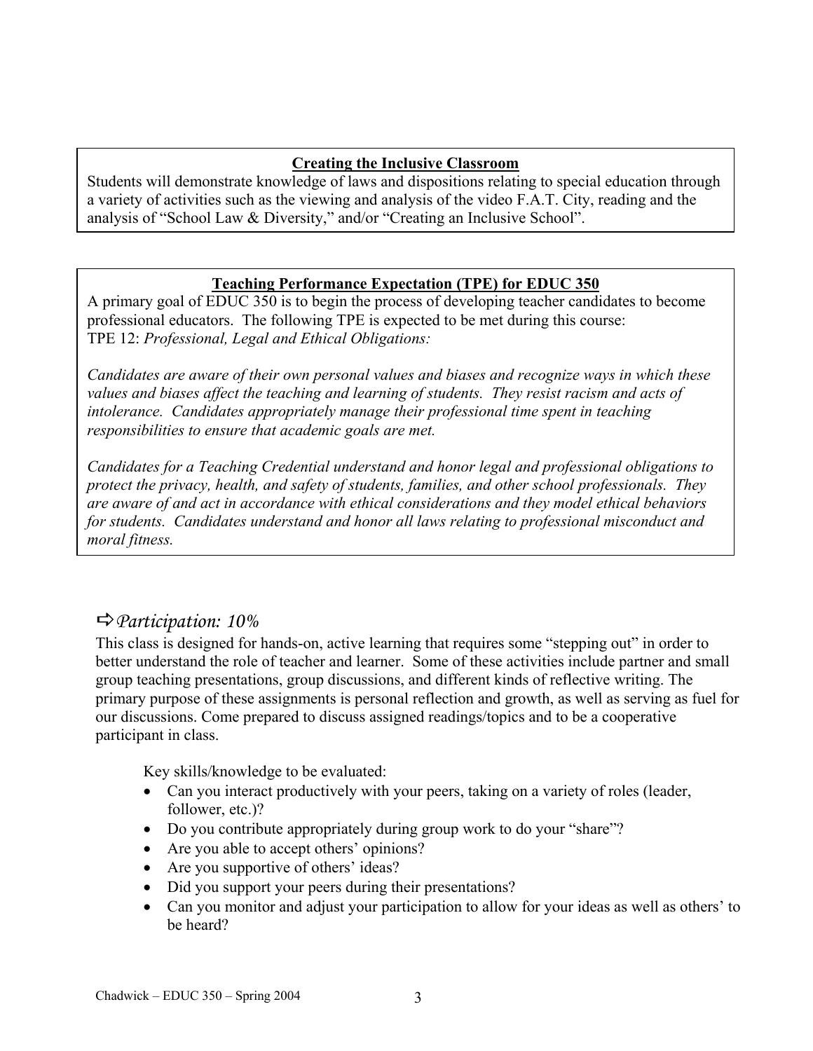**Creating the Inclusive Classroom**

Students will demonstrate knowledge of laws and dispositions relating to special education through a variety of activities such as the viewing and analysis of the video F.A.T. City, reading and the analysis of "School Law & Diversity," and/or "Creating an Inclusive School".

**Teaching Performance Expectation (TPE) for EDUC 350**

A primary goal of EDUC 350 is to begin the process of developing teacher candidates to become professional educators. The following TPE is expected to be met during this course:
TPE 12: *Professional, Legal and Ethical Obligations:*

*Candidates are aware of their own personal values and biases and recognize ways in which these values and biases affect the teaching and learning of students. They resist racism and acts of intolerance. Candidates appropriately manage their professional time spent in teaching responsibilities to ensure that academic goals are met.*

*Candidates for a Teaching Credential understand and honor legal and professional obligations to protect the privacy, health, and safety of students, families, and other school professionals. They are aware of and act in accordance with ethical considerations and they model ethical behaviors for students. Candidates understand and honor all laws relating to professional misconduct and moral fitness.*

## ⇨ *Participation: 10%*

This class is designed for hands-on, active learning that requires some "stepping out" in order to better understand the role of teacher and learner. Some of these activities include partner and small group teaching presentations, group discussions, and different kinds of reflective writing. The primary purpose of these assignments is personal reflection and growth, as well as serving as fuel for our discussions. Come prepared to discuss assigned readings/topics and to be a cooperative participant in class.

Key skills/knowledge to be evaluated:

- Can you interact productively with your peers, taking on a variety of roles (leader, follower, etc.)?
- Do you contribute appropriately during group work to do your "share"?
- Are you able to accept others' opinions?
- Are you supportive of others' ideas?
- Did you support your peers during their presentations?
- Can you monitor and adjust your participation to allow for your ideas as well as others' to be heard?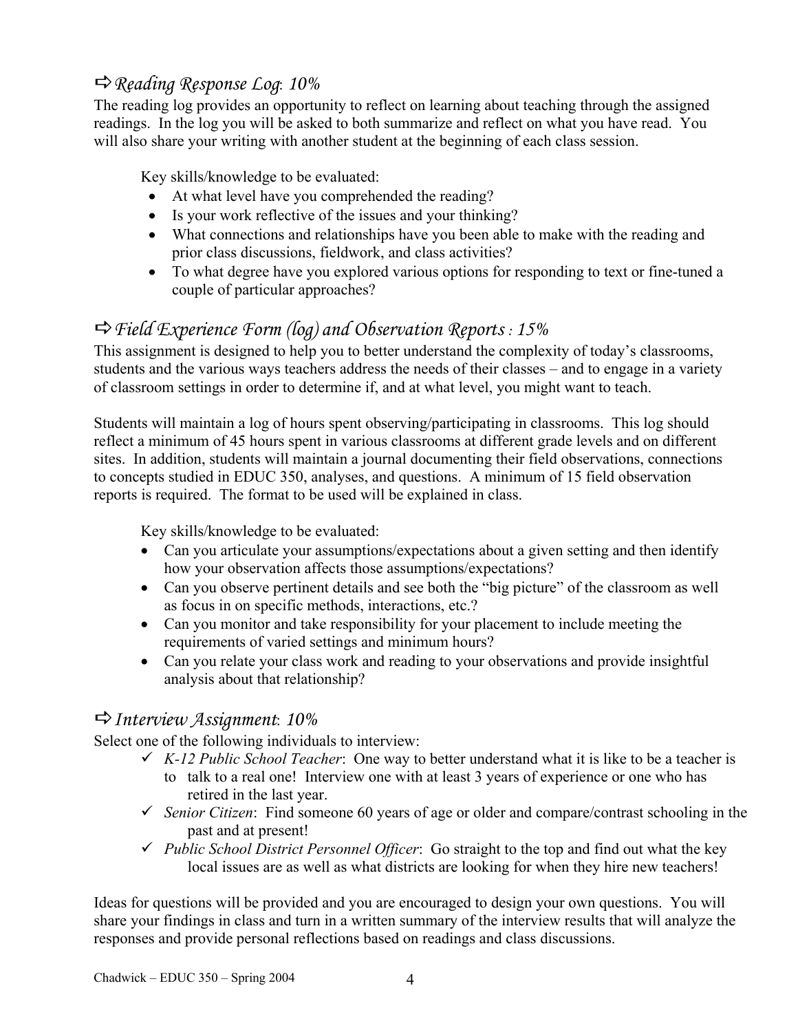### ⇨ *Reading Response Log*: 10%

The reading log provides an opportunity to reflect on learning about teaching through the assigned readings. In the log you will be asked to both summarize and reflect on what you have read. You will also share your writing with another student at the beginning of each class session.

Key skills/knowledge to be evaluated:

- At what level have you comprehended the reading?
- Is your work reflective of the issues and your thinking?
- What connections and relationships have you been able to make with the reading and prior class discussions, fieldwork, and class activities?
- To what degree have you explored various options for responding to text or fine-tuned a couple of particular approaches?

### ⇨ *Field Experience Form (log) and Observation Reports* : 15%

This assignment is designed to help you to better understand the complexity of today's classrooms, students and the various ways teachers address the needs of their classes – and to engage in a variety of classroom settings in order to determine if, and at what level, you might want to teach.

Students will maintain a log of hours spent observing/participating in classrooms. This log should reflect a minimum of 45 hours spent in various classrooms at different grade levels and on different sites. In addition, students will maintain a journal documenting their field observations, connections to concepts studied in EDUC 350, analyses, and questions. A minimum of 15 field observation reports is required. The format to be used will be explained in class.

Key skills/knowledge to be evaluated:

- Can you articulate your assumptions/expectations about a given setting and then identify how your observation affects those assumptions/expectations?
- Can you observe pertinent details and see both the "big picture" of the classroom as well as focus in on specific methods, interactions, etc.?
- Can you monitor and take responsibility for your placement to include meeting the requirements of varied settings and minimum hours?
- Can you relate your class work and reading to your observations and provide insightful analysis about that relationship?

### ⇨ *Interview Assignment*: 10%

Select one of the following individuals to interview:

- ✓ *K-12 Public School Teacher*: One way to better understand what it is like to be a teacher is to talk to a real one! Interview one with at least 3 years of experience or one who has retired in the last year.
- ✓ *Senior Citizen*: Find someone 60 years of age or older and compare/contrast schooling in the past and at present!
- ✓ *Public School District Personnel Officer*: Go straight to the top and find out what the key local issues are as well as what districts are looking for when they hire new teachers!

Ideas for questions will be provided and you are encouraged to design your own questions. You will share your findings in class and turn in a written summary of the interview results that will analyze the responses and provide personal reflections based on readings and class discussions.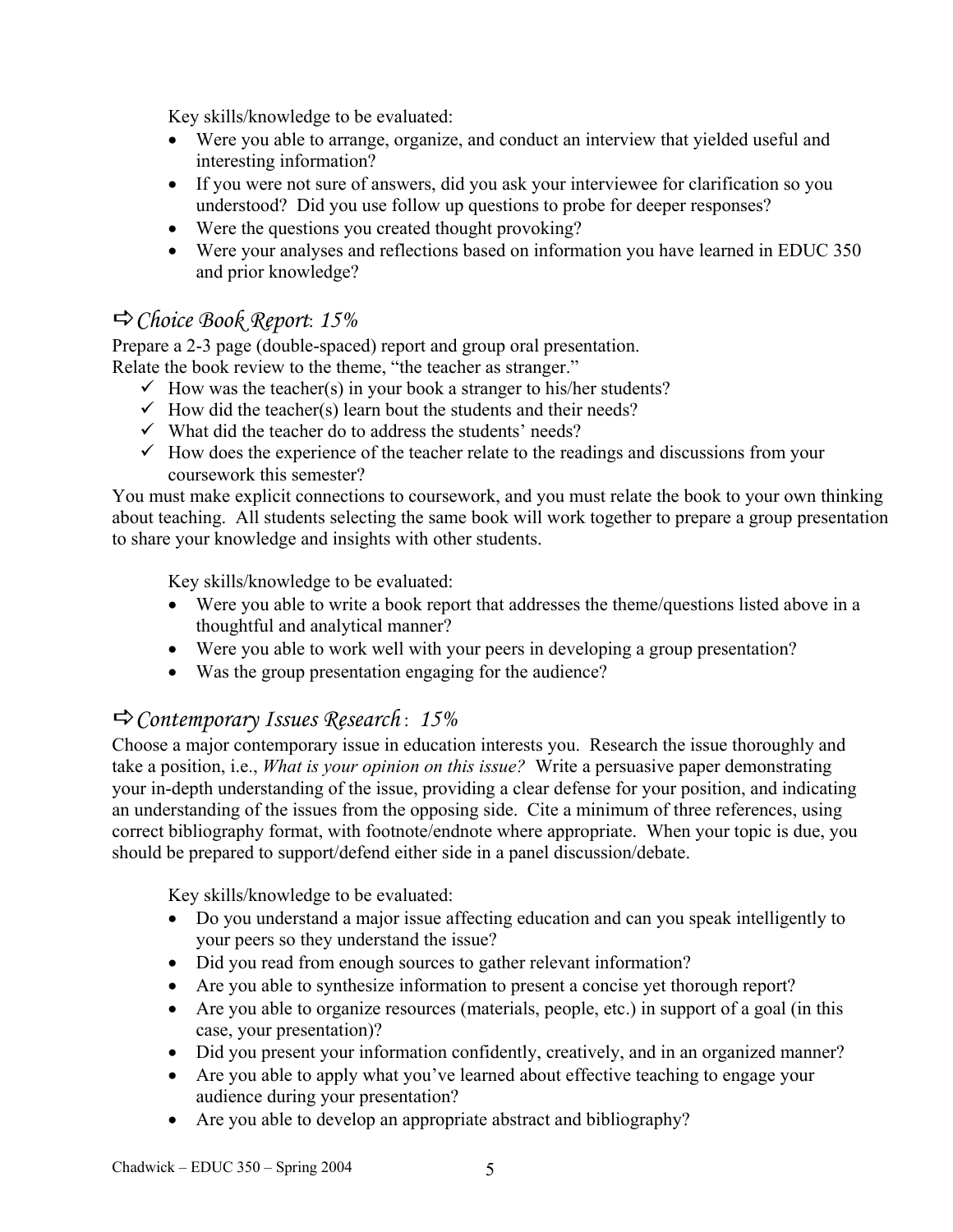Key skills/knowledge to be evaluated:

- Were you able to arrange, organize, and conduct an interview that yielded useful and interesting information?
- If you were not sure of answers, did you ask your interviewee for clarification so you understood? Did you use follow up questions to probe for deeper responses?
- Were the questions you created thought provoking?
- Were your analyses and reflections based on information you have learned in EDUC 350 and prior knowledge?

## ⇨ *Choice Book Report*: *15%*

Prepare a 2-3 page (double-spaced) report and group oral presentation.
Relate the book review to the theme, "the teacher as stranger."

- ✓ How was the teacher(s) in your book a stranger to his/her students?
- ✓ How did the teacher(s) learn bout the students and their needs?
- ✓ What did the teacher do to address the students' needs?
- ✓ How does the experience of the teacher relate to the readings and discussions from your coursework this semester?

You must make explicit connections to coursework, and you must relate the book to your own thinking about teaching. All students selecting the same book will work together to prepare a group presentation to share your knowledge and insights with other students.

Key skills/knowledge to be evaluated:

- Were you able to write a book report that addresses the theme/questions listed above in a thoughtful and analytical manner?
- Were you able to work well with your peers in developing a group presentation?
- Was the group presentation engaging for the audience?

## ⇨ *Contemporary Issues Research*: *15%*

Choose a major contemporary issue in education interests you. Research the issue thoroughly and take a position, i.e., *What is your opinion on this issue?* Write a persuasive paper demonstrating your in-depth understanding of the issue, providing a clear defense for your position, and indicating an understanding of the issues from the opposing side. Cite a minimum of three references, using correct bibliography format, with footnote/endnote where appropriate. When your topic is due, you should be prepared to support/defend either side in a panel discussion/debate.

Key skills/knowledge to be evaluated:

- Do you understand a major issue affecting education and can you speak intelligently to your peers so they understand the issue?
- Did you read from enough sources to gather relevant information?
- Are you able to synthesize information to present a concise yet thorough report?
- Are you able to organize resources (materials, people, etc.) in support of a goal (in this case, your presentation)?
- Did you present your information confidently, creatively, and in an organized manner?
- Are you able to apply what you've learned about effective teaching to engage your audience during your presentation?
- Are you able to develop an appropriate abstract and bibliography?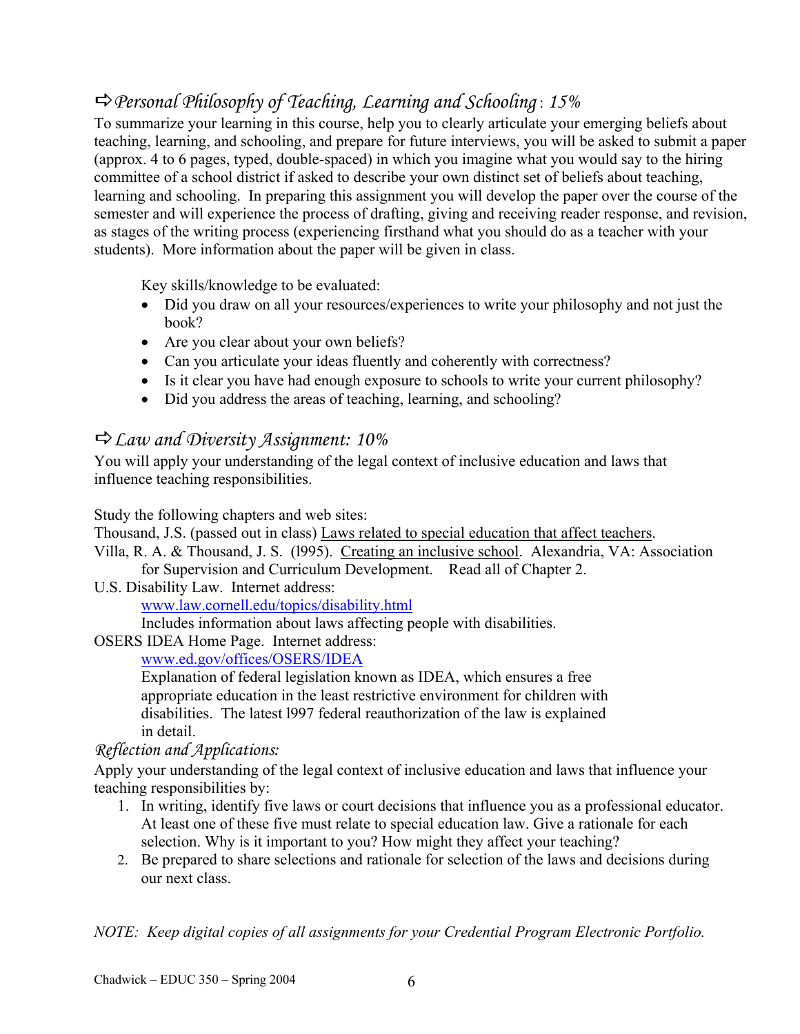## ⇨ *Personal Philosophy of Teaching, Learning and Schooling*: *15%*

To summarize your learning in this course, help you to clearly articulate your emerging beliefs about teaching, learning, and schooling, and prepare for future interviews, you will be asked to submit a paper (approx. 4 to 6 pages, typed, double-spaced) in which you imagine what you would say to the hiring committee of a school district if asked to describe your own distinct set of beliefs about teaching, learning and schooling. In preparing this assignment you will develop the paper over the course of the semester and will experience the process of drafting, giving and receiving reader response, and revision, as stages of the writing process (experiencing firsthand what you should do as a teacher with your students). More information about the paper will be given in class.

Key skills/knowledge to be evaluated:

- Did you draw on all your resources/experiences to write your philosophy and not just the book?
- Are you clear about your own beliefs?
- Can you articulate your ideas fluently and coherently with correctness?
- Is it clear you have had enough exposure to schools to write your current philosophy?
- Did you address the areas of teaching, learning, and schooling?

## ⇨ *Law and Diversity Assignment: 10%*

You will apply your understanding of the legal context of inclusive education and laws that influence teaching responsibilities.

Study the following chapters and web sites:

Thousand, J.S. (passed out in class) Laws related to special education that affect teachers.

Villa, R. A. & Thousand, J. S. (l995). Creating an inclusive school. Alexandria, VA: Association for Supervision and Curriculum Development. Read all of Chapter 2.

U.S. Disability Law. Internet address:
www.law.cornell.edu/topics/disability.html
Includes information about laws affecting people with disabilities.

OSERS IDEA Home Page. Internet address:
www.ed.gov/offices/OSERS/IDEA
Explanation of federal legislation known as IDEA, which ensures a free appropriate education in the least restrictive environment for children with disabilities. The latest l997 federal reauthorization of the law is explained in detail.

*Reflection and Applications:*

Apply your understanding of the legal context of inclusive education and laws that influence your teaching responsibilities by:

1. In writing, identify five laws or court decisions that influence you as a professional educator. At least one of these five must relate to special education law. Give a rationale for each selection. Why is it important to you? How might they affect your teaching?
2. Be prepared to share selections and rationale for selection of the laws and decisions during our next class.

*NOTE: Keep digital copies of all assignments for your Credential Program Electronic Portfolio.*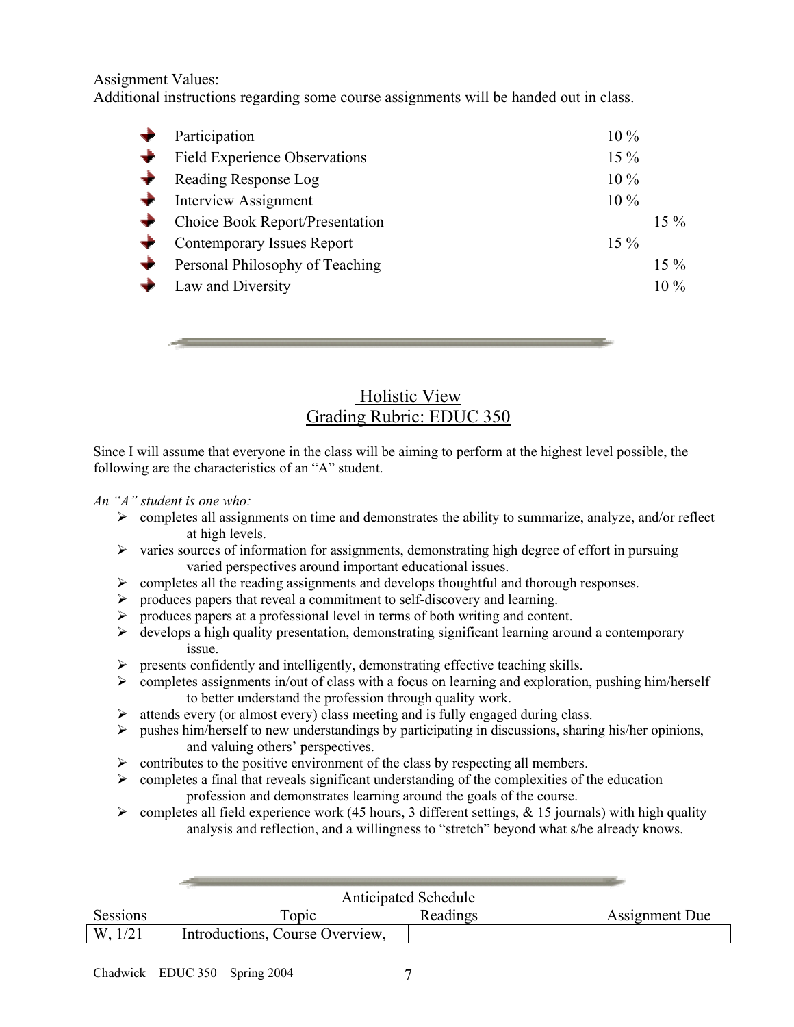Assignment Values:
Additional instructions regarding some course assignments will be handed out in class.

- Participation 10 %
- Field Experience Observations 15 %
- Reading Response Log 10 %
- Interview Assignment 10 %
- Choice Book Report/Presentation 15 %
- Contemporary Issues Report 15 %
- Personal Philosophy of Teaching 15 %
- Law and Diversity 10 %

---

## Holistic View
## Grading Rubric: EDUC 350

Since I will assume that everyone in the class will be aiming to perform at the highest level possible, the following are the characteristics of an "A" student.

*An "A" student is one who:*

- completes all assignments on time and demonstrates the ability to summarize, analyze, and/or reflect at high levels.
- varies sources of information for assignments, demonstrating high degree of effort in pursuing varied perspectives around important educational issues.
- completes all the reading assignments and develops thoughtful and thorough responses.
- produces papers that reveal a commitment to self-discovery and learning.
- produces papers at a professional level in terms of both writing and content.
- develops a high quality presentation, demonstrating significant learning around a contemporary issue.
- presents confidently and intelligently, demonstrating effective teaching skills.
- completes assignments in/out of class with a focus on learning and exploration, pushing him/herself to better understand the profession through quality work.
- attends every (or almost every) class meeting and is fully engaged during class.
- pushes him/herself to new understandings by participating in discussions, sharing his/her opinions, and valuing others' perspectives.
- contributes to the positive environment of the class by respecting all members.
- completes a final that reveals significant understanding of the complexities of the education profession and demonstrates learning around the goals of the course.
- completes all field experience work (45 hours, 3 different settings, & 15 journals) with high quality analysis and reflection, and a willingness to "stretch" beyond what s/he already knows.

---

Anticipated Schedule

| Sessions | Topic | Readings | Assignment Due |
|---|---|---|---|
| W, 1/21 | Introductions, Course Overview, | | |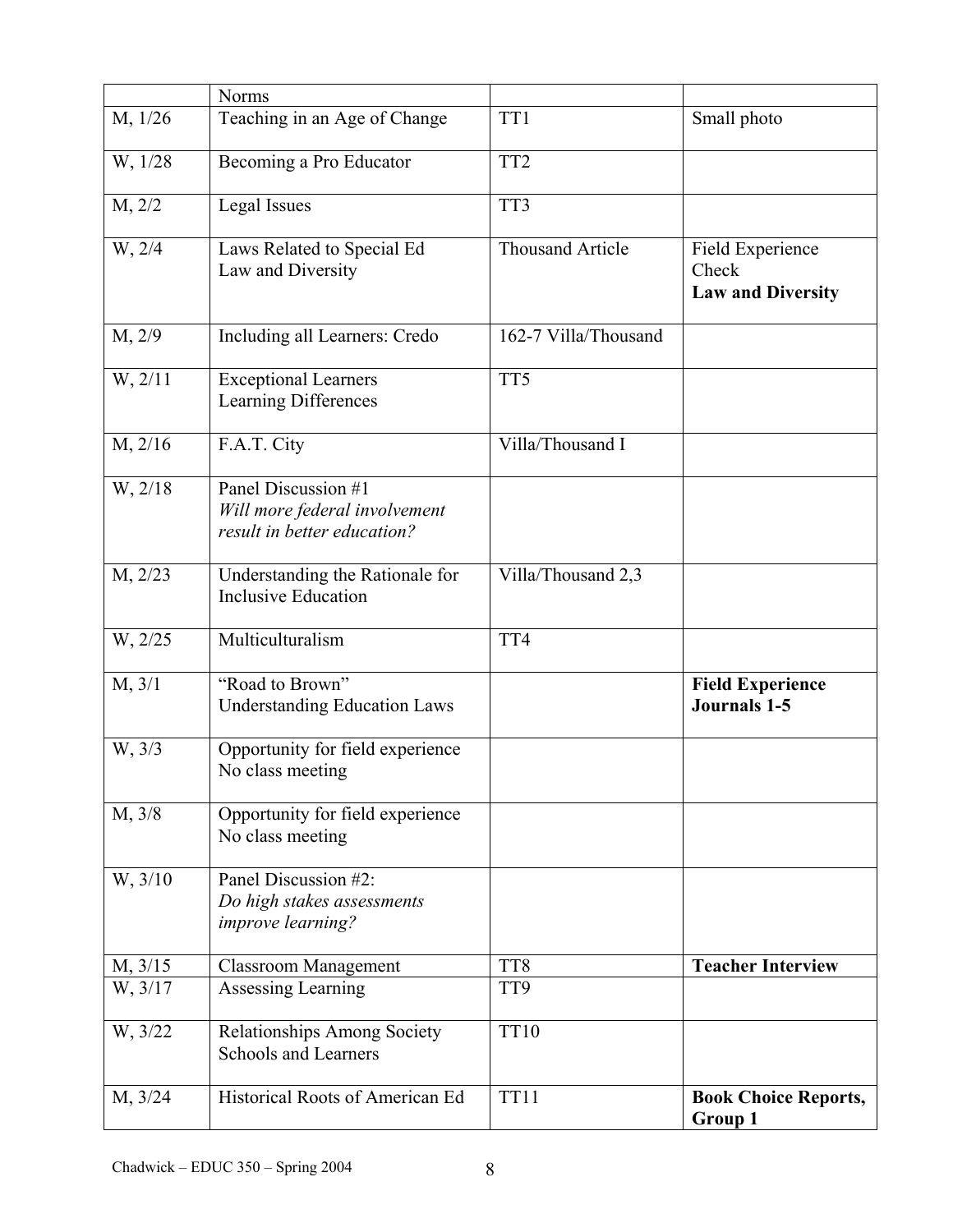| | | | |
|---|---|---|---|
| | Norms | | |
| M, 1/26 | Teaching in an Age of Change | TT1 | Small photo |
| W, 1/28 | Becoming a Pro Educator | TT2 | |
| M, 2/2 | Legal Issues | TT3 | |
| W, 2/4 | Laws Related to Special Ed<br>Law and Diversity | Thousand Article | Field Experience Check<br>**Law and Diversity** |
| M, 2/9 | Including all Learners: Credo | 162-7 Villa/Thousand | |
| W, 2/11 | Exceptional Learners<br>Learning Differences | TT5 | |
| M, 2/16 | F.A.T. City | Villa/Thousand I | |
| W, 2/18 | Panel Discussion #1<br>*Will more federal involvement result in better education?* | | |
| M, 2/23 | Understanding the Rationale for Inclusive Education | Villa/Thousand 2,3 | |
| W, 2/25 | Multiculturalism | TT4 | |
| M, 3/1 | "Road to Brown"<br>Understanding Education Laws | | **Field Experience Journals 1-5** |
| W, 3/3 | Opportunity for field experience<br>No class meeting | | |
| M, 3/8 | Opportunity for field experience<br>No class meeting | | |
| W, 3/10 | Panel Discussion #2:<br>*Do high stakes assessments improve learning?* | | |
| M, 3/15 | Classroom Management | TT8 | **Teacher Interview** |
| W, 3/17 | Assessing Learning | TT9 | |
| W, 3/22 | Relationships Among Society Schools and Learners | TT10 | |
| M, 3/24 | Historical Roots of American Ed | TT11 | **Book Choice Reports, Group 1** |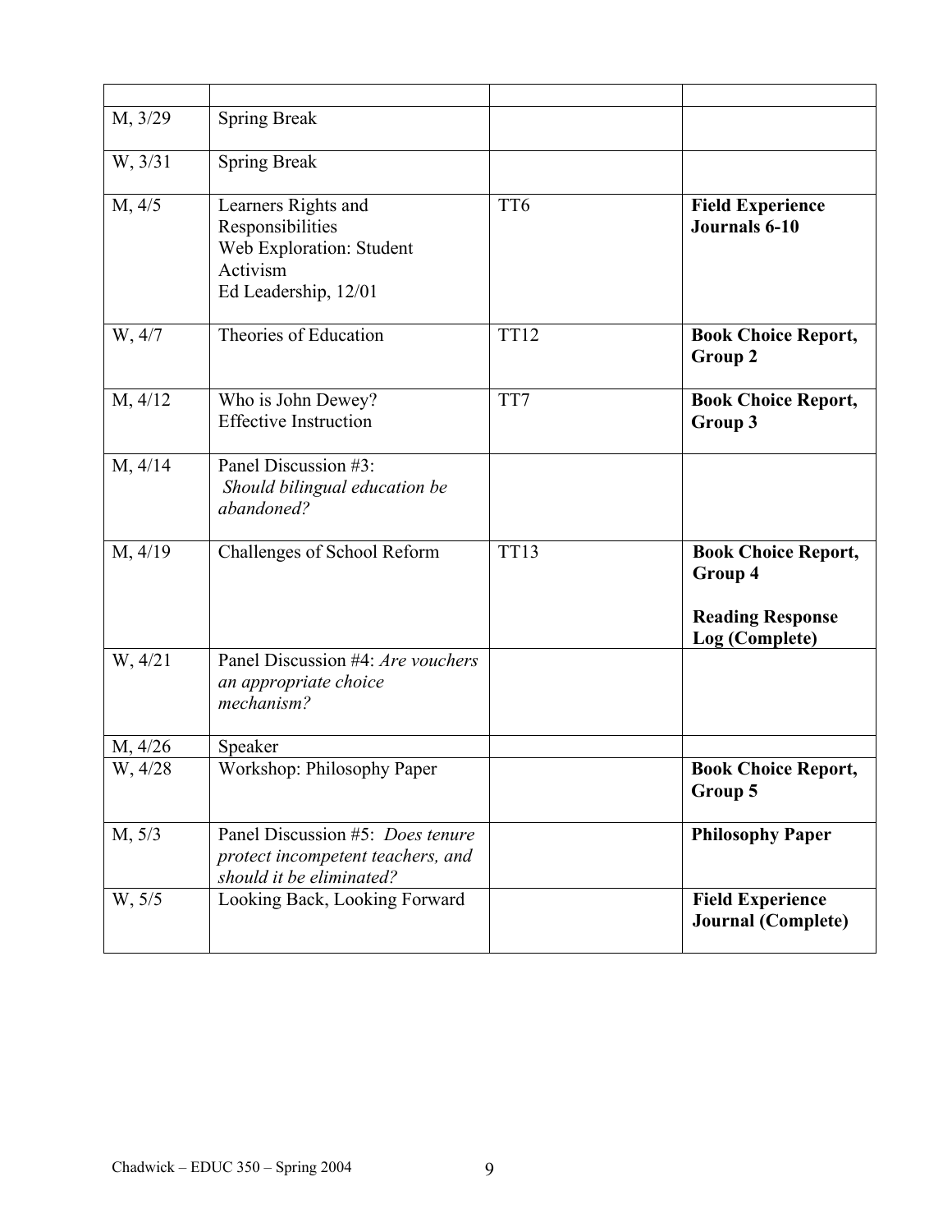| | | | |
|---|---|---|---|
| M, 3/29 | Spring Break | | |
| W, 3/31 | Spring Break | | |
| M, 4/5 | Learners Rights and Responsibilities<br>Web Exploration: Student Activism<br>Ed Leadership, 12/01 | TT6 | **Field Experience Journals 6-10** |
| W, 4/7 | Theories of Education | TT12 | **Book Choice Report, Group 2** |
| M, 4/12 | Who is John Dewey?<br>Effective Instruction | TT7 | **Book Choice Report, Group 3** |
| M, 4/14 | Panel Discussion #3:<br>*Should bilingual education be abandoned?* | | |
| M, 4/19 | Challenges of School Reform | TT13 | **Book Choice Report, Group 4**<br><br>**Reading Response Log (Complete)** |
| W, 4/21 | Panel Discussion #4: *Are vouchers an appropriate choice mechanism?* | | |
| M, 4/26 | Speaker | | |
| W, 4/28 | Workshop: Philosophy Paper | | **Book Choice Report, Group 5** |
| M, 5/3 | Panel Discussion #5: *Does tenure protect incompetent teachers, and should it be eliminated?* | | **Philosophy Paper** |
| W, 5/5 | Looking Back, Looking Forward | | **Field Experience Journal (Complete)** |